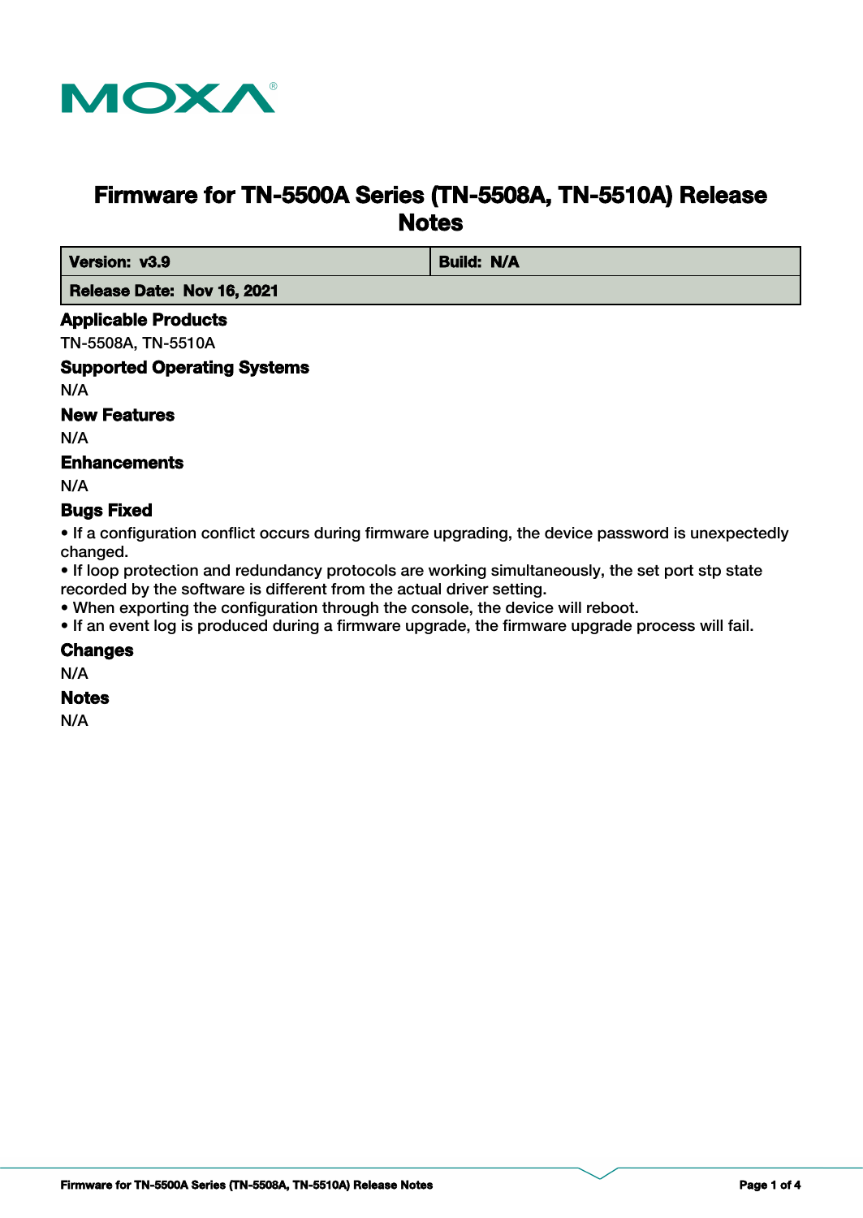# Firmware for TN-5500A Series (TN-5508A, TN-5510A) Release Notes

| Version: v3.9 | Build: N/A |
|---|---|
| Release Date: Nov 16, 2021 | |

## Applicable Products

TN-5508A, TN-5510A

## Supported Operating Systems

N/A

## New Features

N/A

## Enhancements

N/A

## Bugs Fixed

- If a configuration conflict occurs during firmware upgrading, the device password is unexpectedly changed.
- If loop protection and redundancy protocols are working simultaneously, the set port stp state recorded by the software is different from the actual driver setting.
- When exporting the configuration through the console, the device will reboot.
- If an event log is produced during a firmware upgrade, the firmware upgrade process will fail.

## Changes

N/A

## Notes

N/A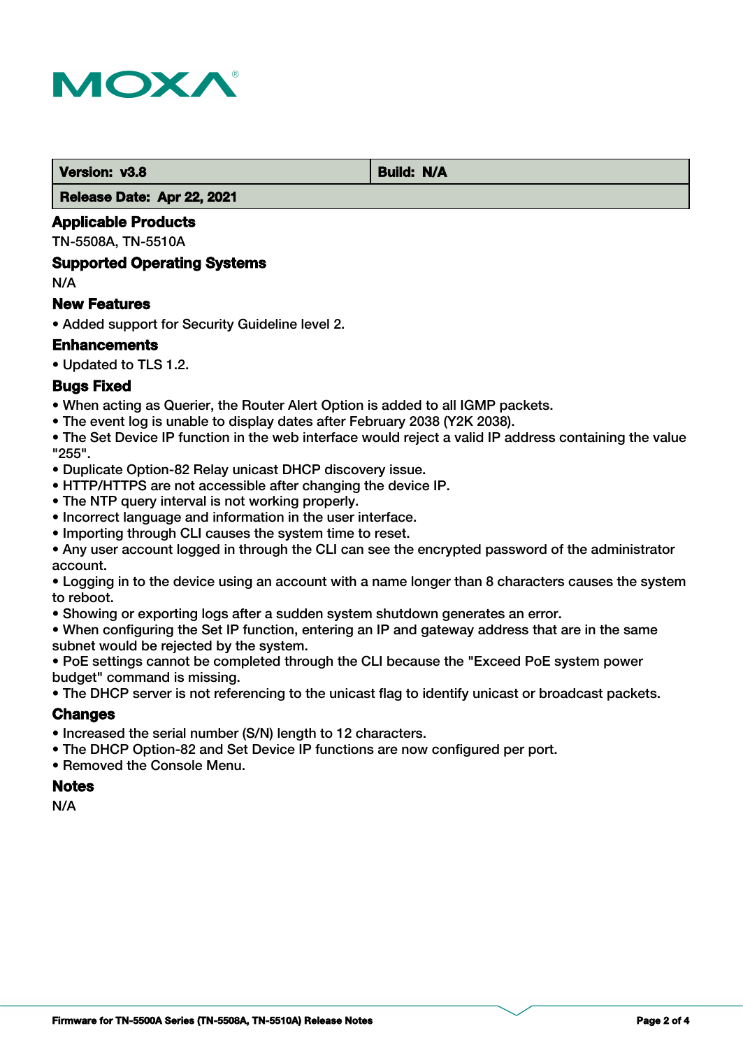| Version: v3.8 | Build: N/A |
| --- | --- |
| Release Date: Apr 22, 2021 | |

### Applicable Products

TN-5508A, TN-5510A

### Supported Operating Systems

N/A

### New Features

- Added support for Security Guideline level 2.

### Enhancements

- Updated to TLS 1.2.

### Bugs Fixed

- When acting as Querier, the Router Alert Option is added to all IGMP packets.
- The event log is unable to display dates after February 2038 (Y2K 2038).
- The Set Device IP function in the web interface would reject a valid IP address containing the value "255".
- Duplicate Option-82 Relay unicast DHCP discovery issue.
- HTTP/HTTPS are not accessible after changing the device IP.
- The NTP query interval is not working properly.
- Incorrect language and information in the user interface.
- Importing through CLI causes the system time to reset.
- Any user account logged in through the CLI can see the encrypted password of the administrator account.
- Logging in to the device using an account with a name longer than 8 characters causes the system to reboot.
- Showing or exporting logs after a sudden system shutdown generates an error.
- When configuring the Set IP function, entering an IP and gateway address that are in the same subnet would be rejected by the system.
- PoE settings cannot be completed through the CLI because the "Exceed PoE system power budget" command is missing.
- The DHCP server is not referencing to the unicast flag to identify unicast or broadcast packets.

### Changes

- Increased the serial number (S/N) length to 12 characters.
- The DHCP Option-82 and Set Device IP functions are now configured per port.
- Removed the Console Menu.

### Notes

N/A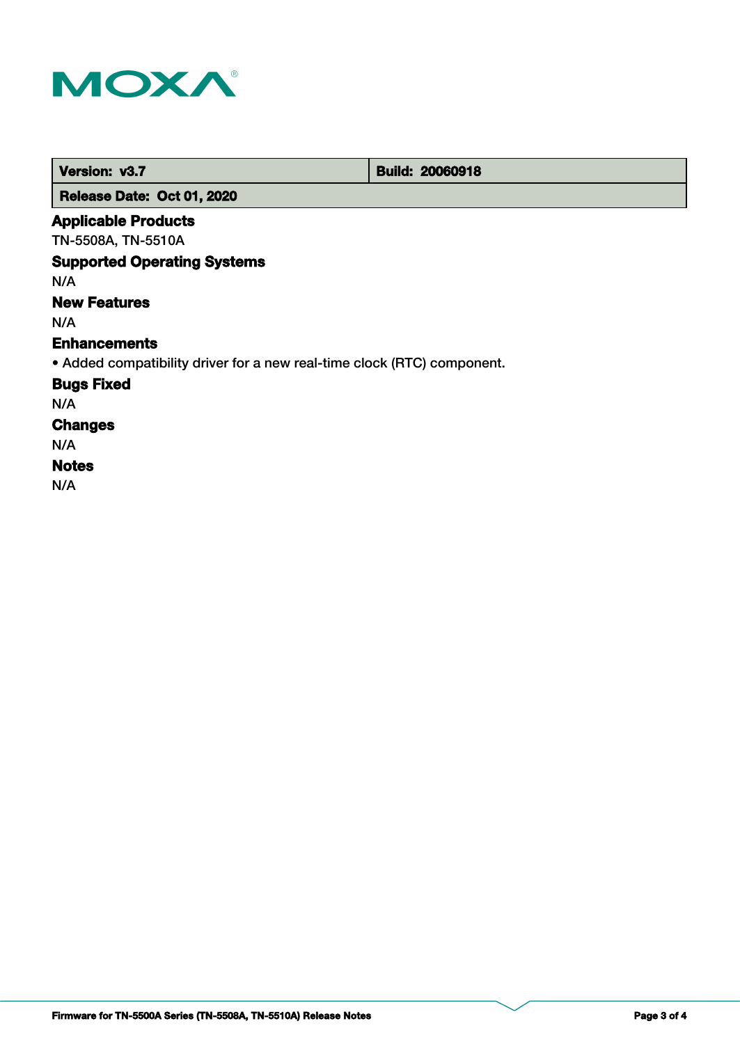| Version: v3.7 | Build: 20060918 |
| --- | --- |
| Release Date: Oct 01, 2020 | |

## Applicable Products

TN-5508A, TN-5510A

## Supported Operating Systems

N/A

## New Features

N/A

## Enhancements

- Added compatibility driver for a new real-time clock (RTC) component.

## Bugs Fixed

N/A

## Changes

N/A

## Notes

N/A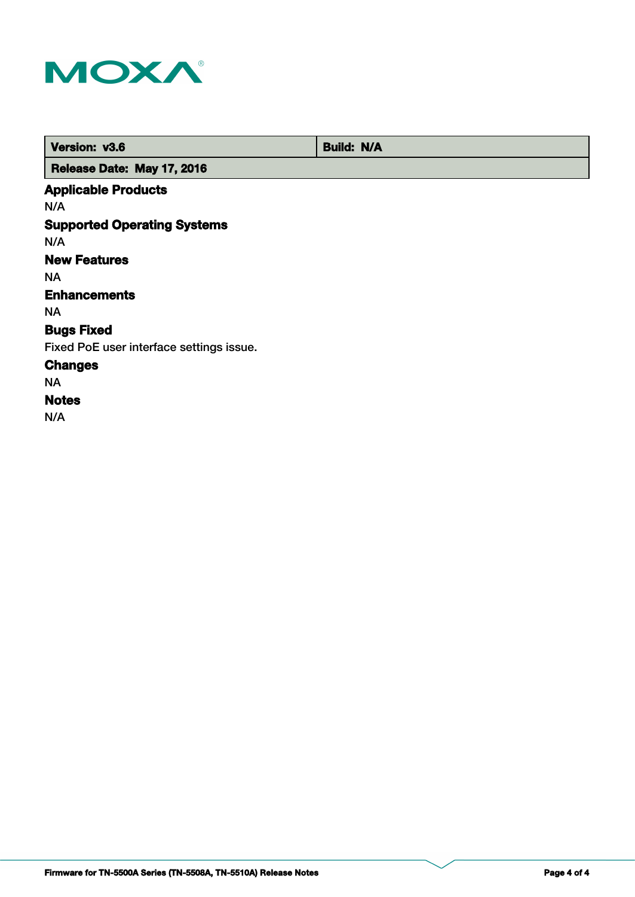| Version: v3.6 | Build: N/A |
| --- | --- |
| Release Date: May 17, 2016 | |

## Applicable Products

N/A

## Supported Operating Systems

N/A

## New Features

NA

## Enhancements

NA

## Bugs Fixed

Fixed PoE user interface settings issue.

## Changes

NA

## Notes

N/A